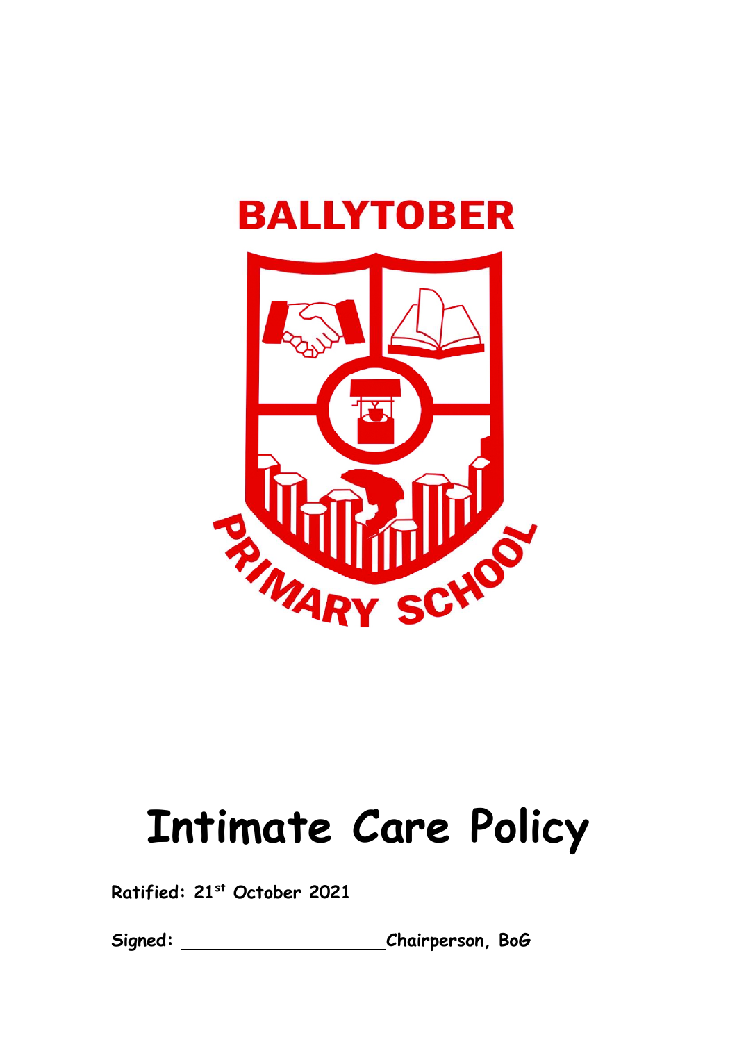BALLYTOBER

PRIMARY SCHOOL

# Intimate Care Policy

**Ratified: 21st October 2021**

**Signed: \_\_\_\_\_\_\_\_\_\_\_\_\_\_\_\_\_\_\_\_ Chairperson, BoG**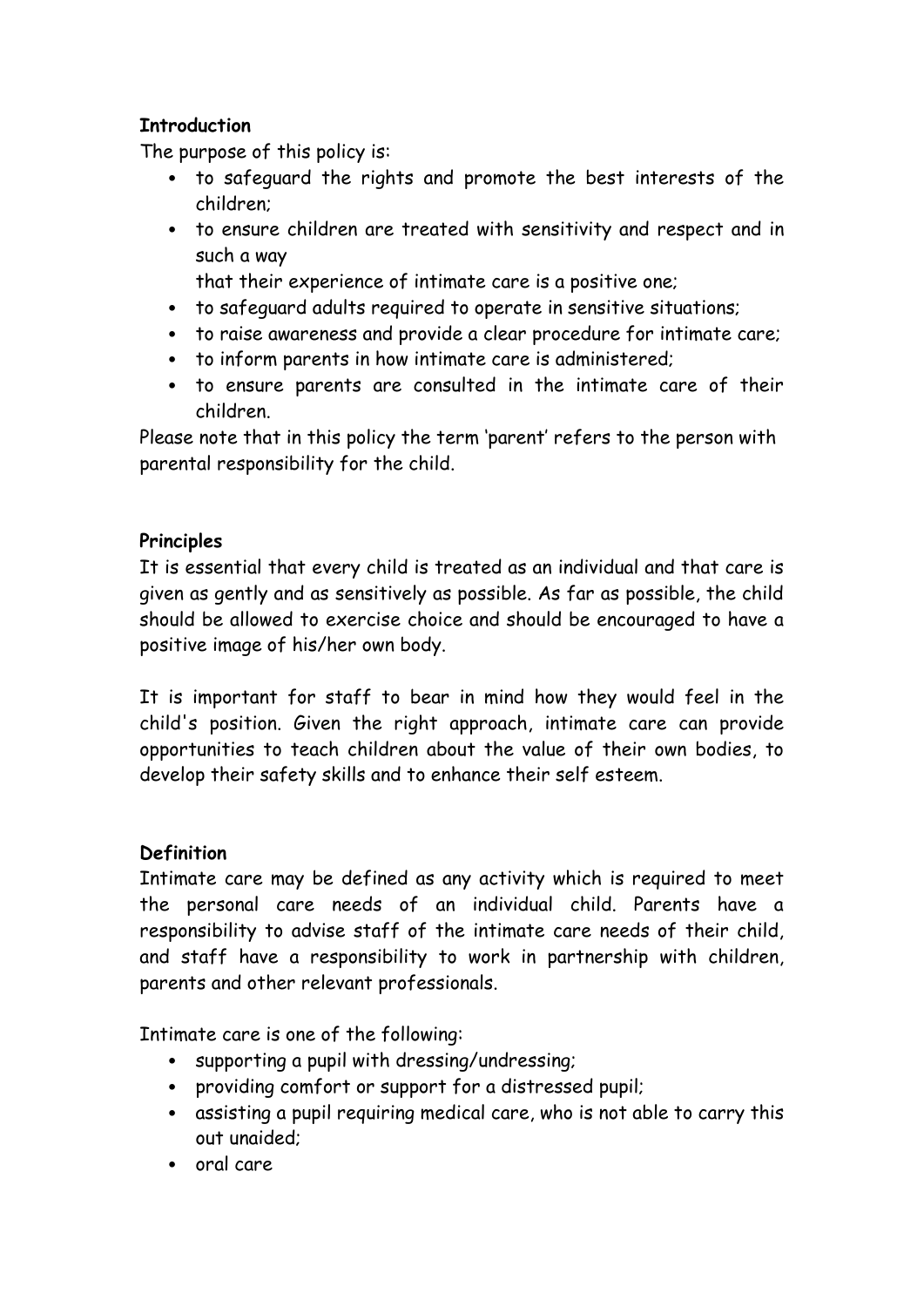**Introduction**

The purpose of this policy is:

- to safeguard the rights and promote the best interests of the children;
- to ensure children are treated with sensitivity and respect and in such a way
  that their experience of intimate care is a positive one;
- to safeguard adults required to operate in sensitive situations;
- to raise awareness and provide a clear procedure for intimate care;
- to inform parents in how intimate care is administered;
- to ensure parents are consulted in the intimate care of their children.

Please note that in this policy the term 'parent' refers to the person with parental responsibility for the child.

**Principles**

It is essential that every child is treated as an individual and that care is given as gently and as sensitively as possible. As far as possible, the child should be allowed to exercise choice and should be encouraged to have a positive image of his/her own body.

It is important for staff to bear in mind how they would feel in the child's position. Given the right approach, intimate care can provide opportunities to teach children about the value of their own bodies, to develop their safety skills and to enhance their self esteem.

**Definition**

Intimate care may be defined as any activity which is required to meet the personal care needs of an individual child. Parents have a responsibility to advise staff of the intimate care needs of their child, and staff have a responsibility to work in partnership with children, parents and other relevant professionals.

Intimate care is one of the following:

- supporting a pupil with dressing/undressing;
- providing comfort or support for a distressed pupil;
- assisting a pupil requiring medical care, who is not able to carry this out unaided;
- oral care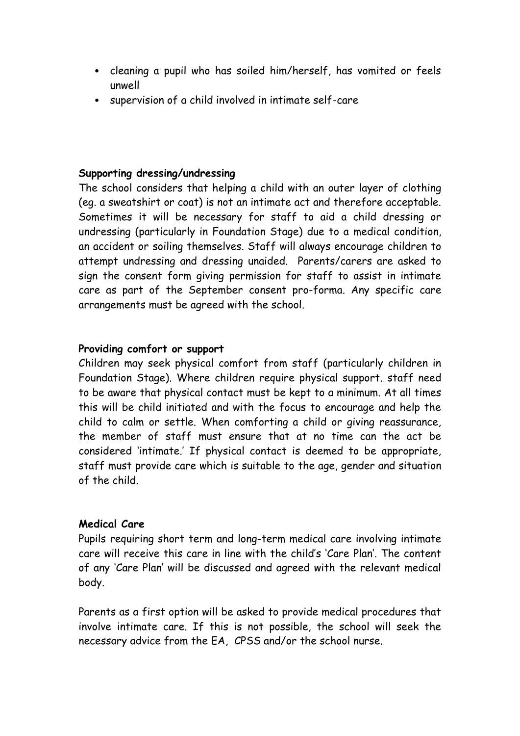- cleaning a pupil who has soiled him/herself, has vomited or feels unwell
- supervision of a child involved in intimate self-care

**Supporting dressing/undressing**

The school considers that helping a child with an outer layer of clothing (eg. a sweatshirt or coat) is not an intimate act and therefore acceptable. Sometimes it will be necessary for staff to aid a child dressing or undressing (particularly in Foundation Stage) due to a medical condition, an accident or soiling themselves. Staff will always encourage children to attempt undressing and dressing unaided. Parents/carers are asked to sign the consent form giving permission for staff to assist in intimate care as part of the September consent pro-forma. Any specific care arrangements must be agreed with the school.

**Providing comfort or support**

Children may seek physical comfort from staff (particularly children in Foundation Stage). Where children require physical support. staff need to be aware that physical contact must be kept to a minimum. At all times this will be child initiated and with the focus to encourage and help the child to calm or settle. When comforting a child or giving reassurance, the member of staff must ensure that at no time can the act be considered 'intimate.' If physical contact is deemed to be appropriate, staff must provide care which is suitable to the age, gender and situation of the child.

**Medical Care**

Pupils requiring short term and long-term medical care involving intimate care will receive this care in line with the child's 'Care Plan'. The content of any 'Care Plan' will be discussed and agreed with the relevant medical body.

Parents as a first option will be asked to provide medical procedures that involve intimate care. If this is not possible, the school will seek the necessary advice from the EA, CPSS and/or the school nurse.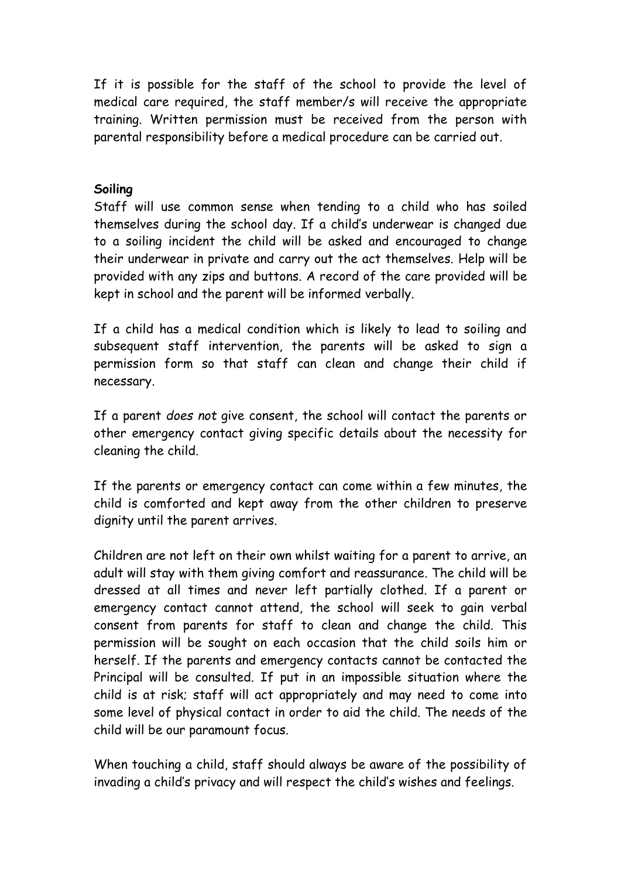If it is possible for the staff of the school to provide the level of medical care required, the staff member/s will receive the appropriate training. Written permission must be received from the person with parental responsibility before a medical procedure can be carried out.

**Soiling**

Staff will use common sense when tending to a child who has soiled themselves during the school day. If a child's underwear is changed due to a soiling incident the child will be asked and encouraged to change their underwear in private and carry out the act themselves. Help will be provided with any zips and buttons. A record of the care provided will be kept in school and the parent will be informed verbally.

If a child has a medical condition which is likely to lead to soiling and subsequent staff intervention, the parents will be asked to sign a permission form so that staff can clean and change their child if necessary.

If a parent *does not* give consent, the school will contact the parents or other emergency contact giving specific details about the necessity for cleaning the child.

If the parents or emergency contact can come within a few minutes, the child is comforted and kept away from the other children to preserve dignity until the parent arrives.

Children are not left on their own whilst waiting for a parent to arrive, an adult will stay with them giving comfort and reassurance. The child will be dressed at all times and never left partially clothed. If a parent or emergency contact cannot attend, the school will seek to gain verbal consent from parents for staff to clean and change the child. This permission will be sought on each occasion that the child soils him or herself. If the parents and emergency contacts cannot be contacted the Principal will be consulted. If put in an impossible situation where the child is at risk; staff will act appropriately and may need to come into some level of physical contact in order to aid the child. The needs of the child will be our paramount focus.

When touching a child, staff should always be aware of the possibility of invading a child's privacy and will respect the child's wishes and feelings.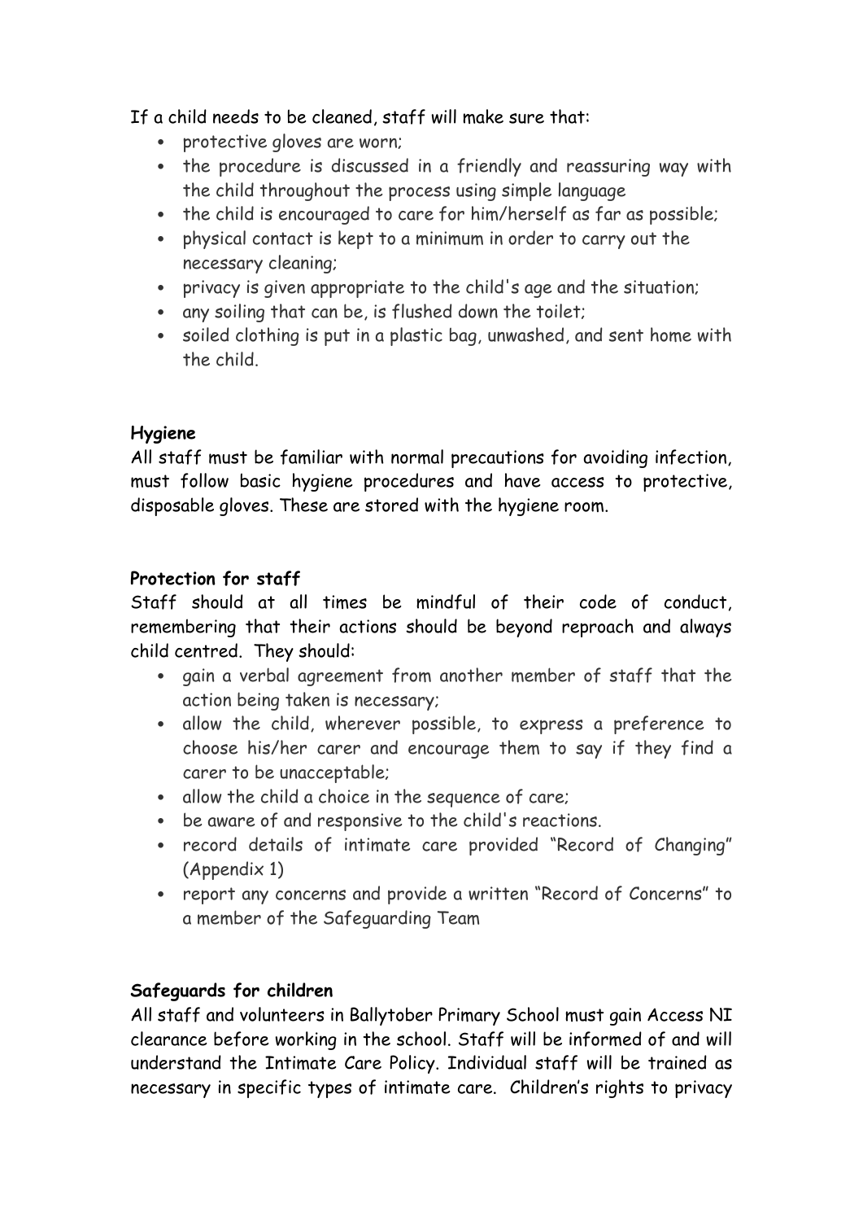If a child needs to be cleaned, staff will make sure that:

- protective gloves are worn;
- the procedure is discussed in a friendly and reassuring way with the child throughout the process using simple language
- the child is encouraged to care for him/herself as far as possible;
- physical contact is kept to a minimum in order to carry out the necessary cleaning;
- privacy is given appropriate to the child's age and the situation;
- any soiling that can be, is flushed down the toilet;
- soiled clothing is put in a plastic bag, unwashed, and sent home with the child.

**Hygiene**

All staff must be familiar with normal precautions for avoiding infection, must follow basic hygiene procedures and have access to protective, disposable gloves. These are stored with the hygiene room.

**Protection for staff**

Staff should at all times be mindful of their code of conduct, remembering that their actions should be beyond reproach and always child centred. They should:

- gain a verbal agreement from another member of staff that the action being taken is necessary;
- allow the child, wherever possible, to express a preference to choose his/her carer and encourage them to say if they find a carer to be unacceptable;
- allow the child a choice in the sequence of care;
- be aware of and responsive to the child's reactions.
- record details of intimate care provided "Record of Changing" (Appendix 1)
- report any concerns and provide a written "Record of Concerns" to a member of the Safeguarding Team

**Safeguards for children**

All staff and volunteers in Ballytober Primary School must gain Access NI clearance before working in the school. Staff will be informed of and will understand the Intimate Care Policy. Individual staff will be trained as necessary in specific types of intimate care. Children's rights to privacy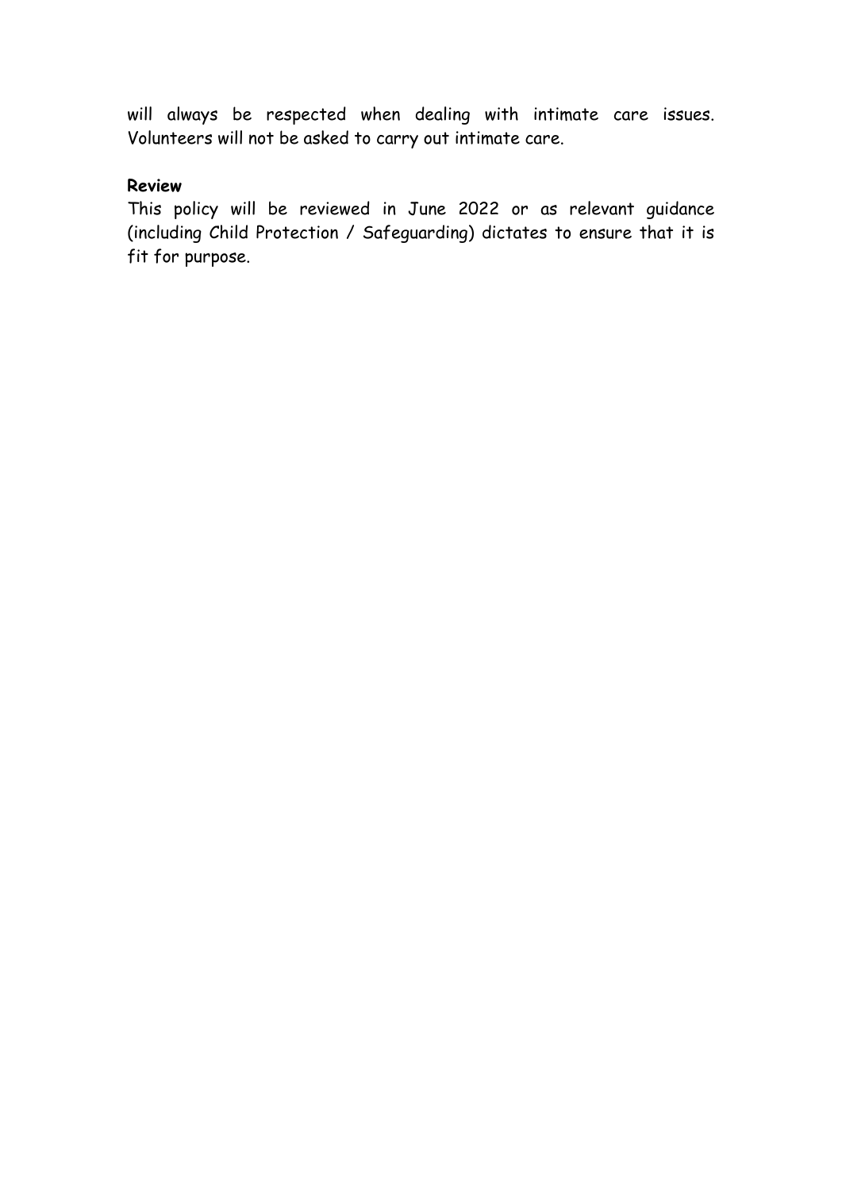will always be respected when dealing with intimate care issues. Volunteers will not be asked to carry out intimate care.

**Review**

This policy will be reviewed in June 2022 or as relevant guidance (including Child Protection / Safeguarding) dictates to ensure that it is fit for purpose.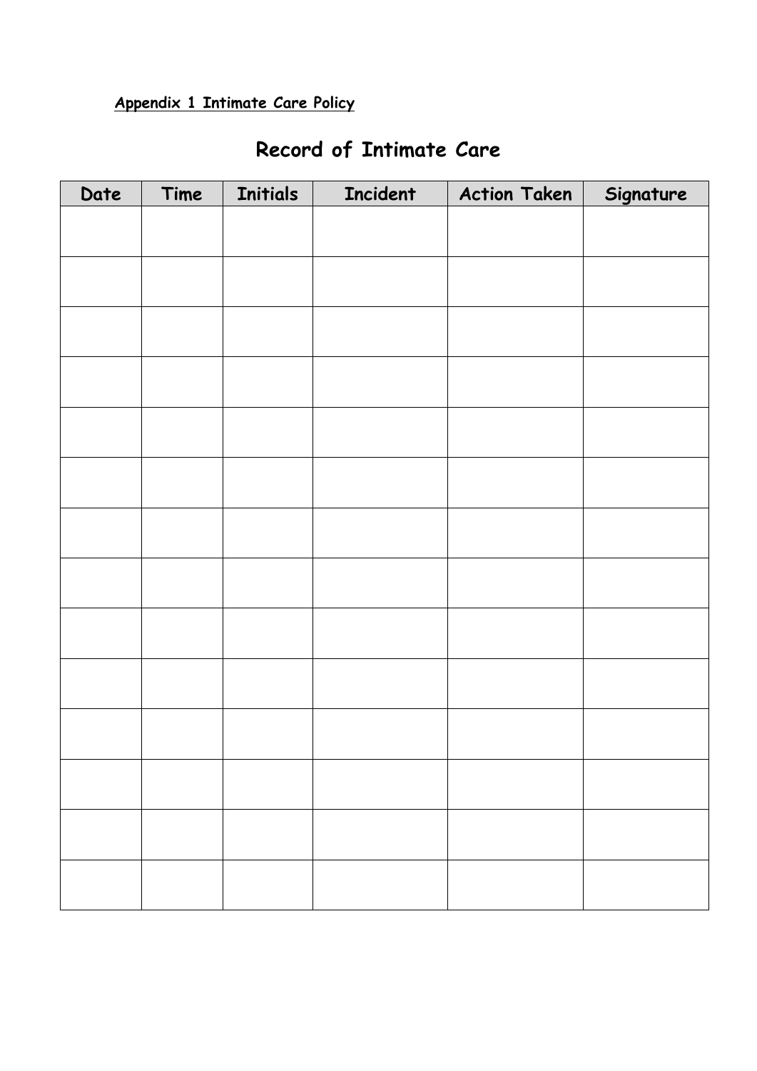**Appendix 1 Intimate Care Policy**

# Record of Intimate Care

| Date | Time | Initials | Incident | Action Taken | Signature |
|---|---|---|---|---|---|
| | | | | | |
| | | | | | |
| | | | | | |
| | | | | | |
| | | | | | |
| | | | | | |
| | | | | | |
| | | | | | |
| | | | | | |
| | | | | | |
| | | | | | |
| | | | | | |
| | | | | | |
| | | | | | |